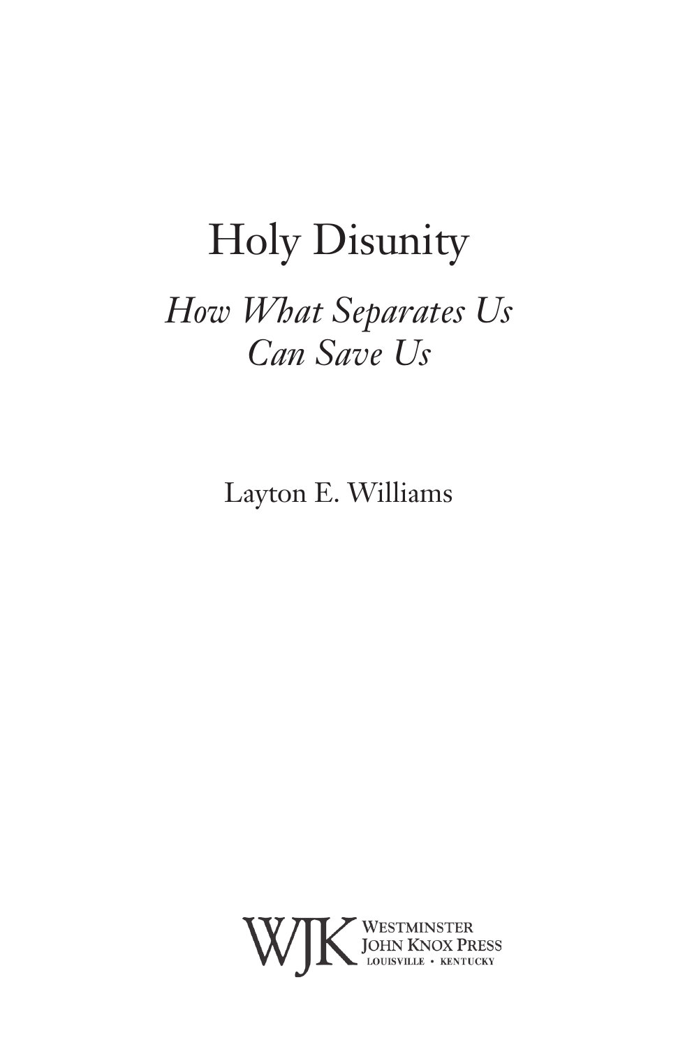# Holy Disunity

## *How What Separates Us Can Save Us*

Layton E. Williams

WJK Westminster John Knox Press
LOUISVILLE • KENTUCKY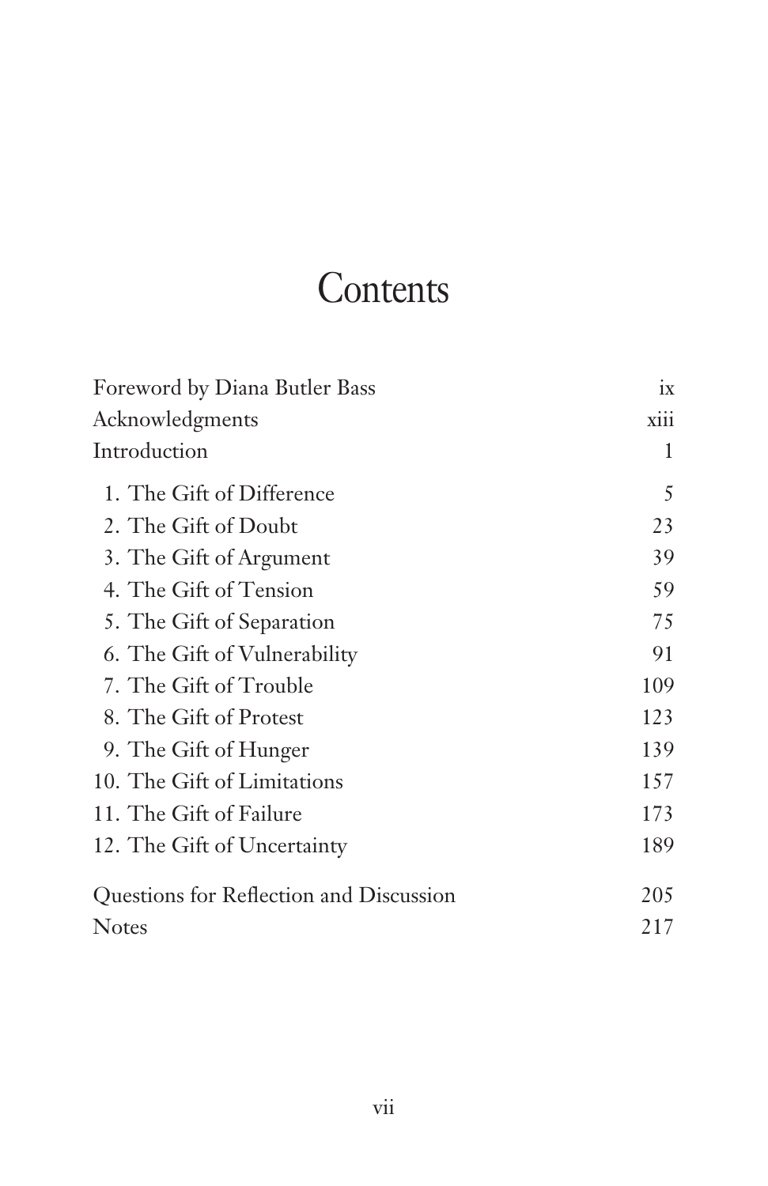# Contents

| | |
|---|---|
| Foreword by Diana Butler Bass | ix |
| Acknowledgments | xiii |
| Introduction | 1 |
| 1. The Gift of Difference | 5 |
| 2. The Gift of Doubt | 23 |
| 3. The Gift of Argument | 39 |
| 4. The Gift of Tension | 59 |
| 5. The Gift of Separation | 75 |
| 6. The Gift of Vulnerability | 91 |
| 7. The Gift of Trouble | 109 |
| 8. The Gift of Protest | 123 |
| 9. The Gift of Hunger | 139 |
| 10. The Gift of Limitations | 157 |
| 11. The Gift of Failure | 173 |
| 12. The Gift of Uncertainty | 189 |
| Questions for Reflection and Discussion | 205 |
| Notes | 217 |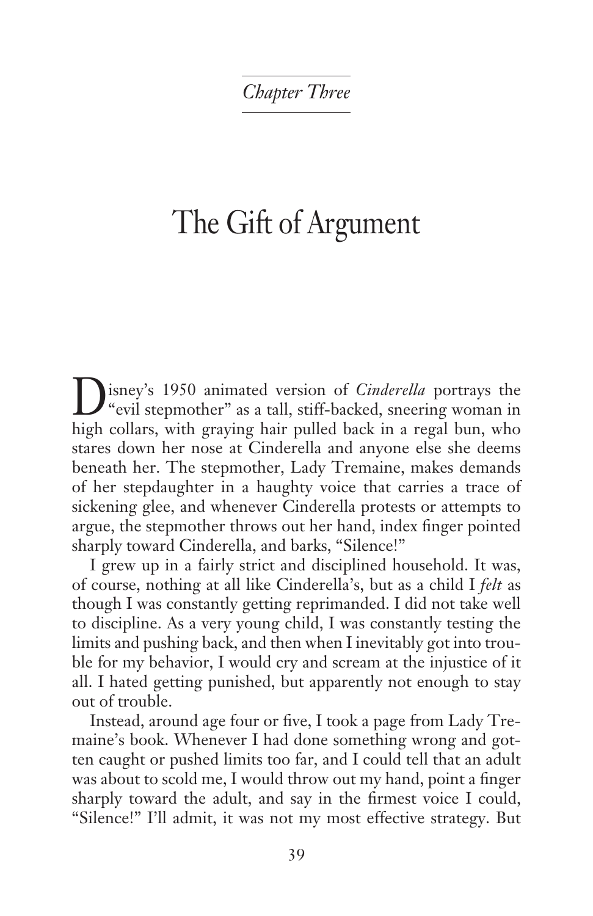*Chapter Three*

# The Gift of Argument

Disney's 1950 animated version of *Cinderella* portrays the "evil stepmother" as a tall, stiff-backed, sneering woman in high collars, with graying hair pulled back in a regal bun, who stares down her nose at Cinderella and anyone else she deems beneath her. The stepmother, Lady Tremaine, makes demands of her stepdaughter in a haughty voice that carries a trace of sickening glee, and whenever Cinderella protests or attempts to argue, the stepmother throws out her hand, index finger pointed sharply toward Cinderella, and barks, "Silence!"

I grew up in a fairly strict and disciplined household. It was, of course, nothing at all like Cinderella's, but as a child I *felt* as though I was constantly getting reprimanded. I did not take well to discipline. As a very young child, I was constantly testing the limits and pushing back, and then when I inevitably got into trouble for my behavior, I would cry and scream at the injustice of it all. I hated getting punished, but apparently not enough to stay out of trouble.

Instead, around age four or five, I took a page from Lady Tremaine's book. Whenever I had done something wrong and gotten caught or pushed limits too far, and I could tell that an adult was about to scold me, I would throw out my hand, point a finger sharply toward the adult, and say in the firmest voice I could, "Silence!" I'll admit, it was not my most effective strategy. But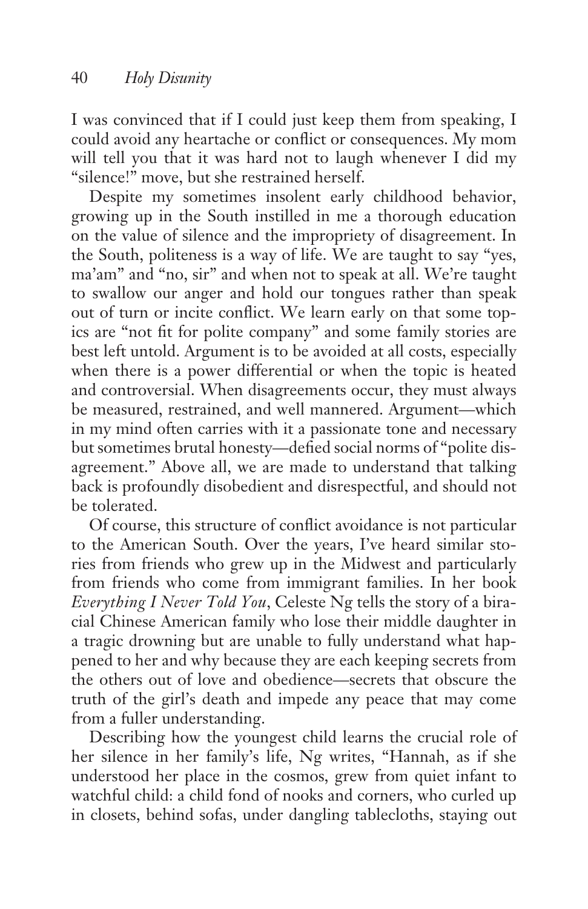I was convinced that if I could just keep them from speaking, I could avoid any heartache or conflict or consequences. My mom will tell you that it was hard not to laugh whenever I did my "silence!" move, but she restrained herself.

Despite my sometimes insolent early childhood behavior, growing up in the South instilled in me a thorough education on the value of silence and the impropriety of disagreement. In the South, politeness is a way of life. We are taught to say "yes, ma'am" and "no, sir" and when not to speak at all. We're taught to swallow our anger and hold our tongues rather than speak out of turn or incite conflict. We learn early on that some topics are "not fit for polite company" and some family stories are best left untold. Argument is to be avoided at all costs, especially when there is a power differential or when the topic is heated and controversial. When disagreements occur, they must always be measured, restrained, and well mannered. Argument—which in my mind often carries with it a passionate tone and necessary but sometimes brutal honesty—defied social norms of "polite disagreement." Above all, we are made to understand that talking back is profoundly disobedient and disrespectful, and should not be tolerated.

Of course, this structure of conflict avoidance is not particular to the American South. Over the years, I've heard similar stories from friends who grew up in the Midwest and particularly from friends who come from immigrant families. In her book *Everything I Never Told You*, Celeste Ng tells the story of a biracial Chinese American family who lose their middle daughter in a tragic drowning but are unable to fully understand what happened to her and why because they are each keeping secrets from the others out of love and obedience—secrets that obscure the truth of the girl's death and impede any peace that may come from a fuller understanding.

Describing how the youngest child learns the crucial role of her silence in her family's life, Ng writes, "Hannah, as if she understood her place in the cosmos, grew from quiet infant to watchful child: a child fond of nooks and corners, who curled up in closets, behind sofas, under dangling tablecloths, staying out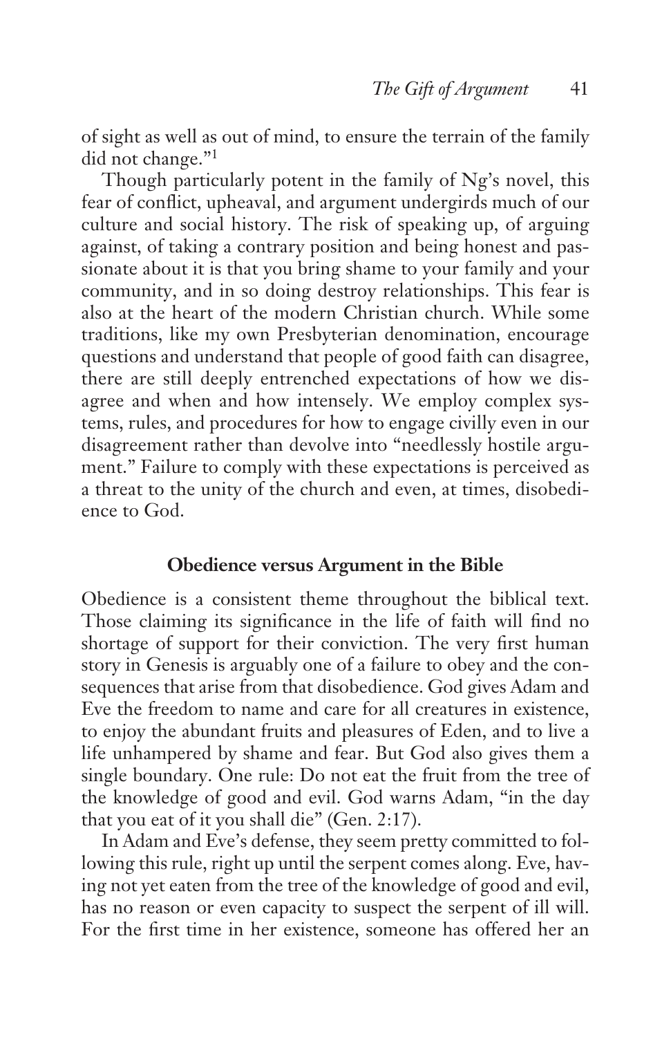of sight as well as out of mind, to ensure the terrain of the family did not change."[1]

Though particularly potent in the family of Ng's novel, this fear of conflict, upheaval, and argument undergirds much of our culture and social history. The risk of speaking up, of arguing against, of taking a contrary position and being honest and passionate about it is that you bring shame to your family and your community, and in so doing destroy relationships. This fear is also at the heart of the modern Christian church. While some traditions, like my own Presbyterian denomination, encourage questions and understand that people of good faith can disagree, there are still deeply entrenched expectations of how we disagree and when and how intensely. We employ complex systems, rules, and procedures for how to engage civilly even in our disagreement rather than devolve into "needlessly hostile argument." Failure to comply with these expectations is perceived as a threat to the unity of the church and even, at times, disobedience to God.

### Obedience versus Argument in the Bible

Obedience is a consistent theme throughout the biblical text. Those claiming its significance in the life of faith will find no shortage of support for their conviction. The very first human story in Genesis is arguably one of a failure to obey and the consequences that arise from that disobedience. God gives Adam and Eve the freedom to name and care for all creatures in existence, to enjoy the abundant fruits and pleasures of Eden, and to live a life unhampered by shame and fear. But God also gives them a single boundary. One rule: Do not eat the fruit from the tree of the knowledge of good and evil. God warns Adam, "in the day that you eat of it you shall die" (Gen. 2:17).

In Adam and Eve's defense, they seem pretty committed to following this rule, right up until the serpent comes along. Eve, having not yet eaten from the tree of the knowledge of good and evil, has no reason or even capacity to suspect the serpent of ill will. For the first time in her existence, someone has offered her an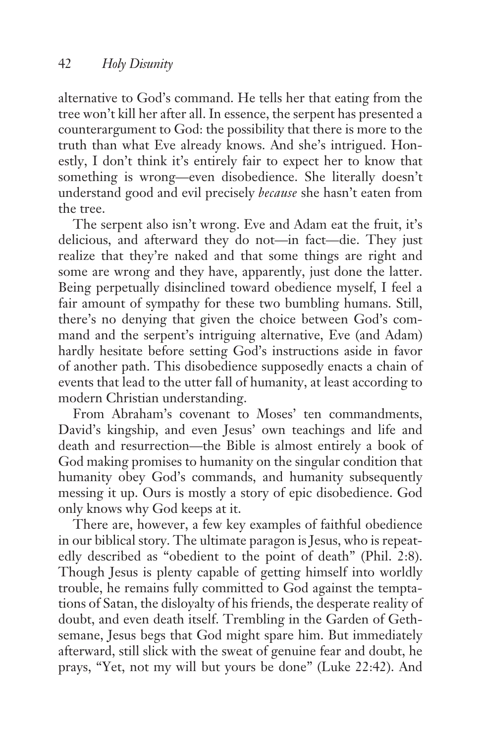alternative to God's command. He tells her that eating from the tree won't kill her after all. In essence, the serpent has presented a counterargument to God: the possibility that there is more to the truth than what Eve already knows. And she's intrigued. Honestly, I don't think it's entirely fair to expect her to know that something is wrong—even disobedience. She literally doesn't understand good and evil precisely *because* she hasn't eaten from the tree.

The serpent also isn't wrong. Eve and Adam eat the fruit, it's delicious, and afterward they do not—in fact—die. They just realize that they're naked and that some things are right and some are wrong and they have, apparently, just done the latter. Being perpetually disinclined toward obedience myself, I feel a fair amount of sympathy for these two bumbling humans. Still, there's no denying that given the choice between God's command and the serpent's intriguing alternative, Eve (and Adam) hardly hesitate before setting God's instructions aside in favor of another path. This disobedience supposedly enacts a chain of events that lead to the utter fall of humanity, at least according to modern Christian understanding.

From Abraham's covenant to Moses' ten commandments, David's kingship, and even Jesus' own teachings and life and death and resurrection—the Bible is almost entirely a book of God making promises to humanity on the singular condition that humanity obey God's commands, and humanity subsequently messing it up. Ours is mostly a story of epic disobedience. God only knows why God keeps at it.

There are, however, a few key examples of faithful obedience in our biblical story. The ultimate paragon is Jesus, who is repeatedly described as "obedient to the point of death" (Phil. 2:8). Though Jesus is plenty capable of getting himself into worldly trouble, he remains fully committed to God against the temptations of Satan, the disloyalty of his friends, the desperate reality of doubt, and even death itself. Trembling in the Garden of Gethsemane, Jesus begs that God might spare him. But immediately afterward, still slick with the sweat of genuine fear and doubt, he prays, "Yet, not my will but yours be done" (Luke 22:42). And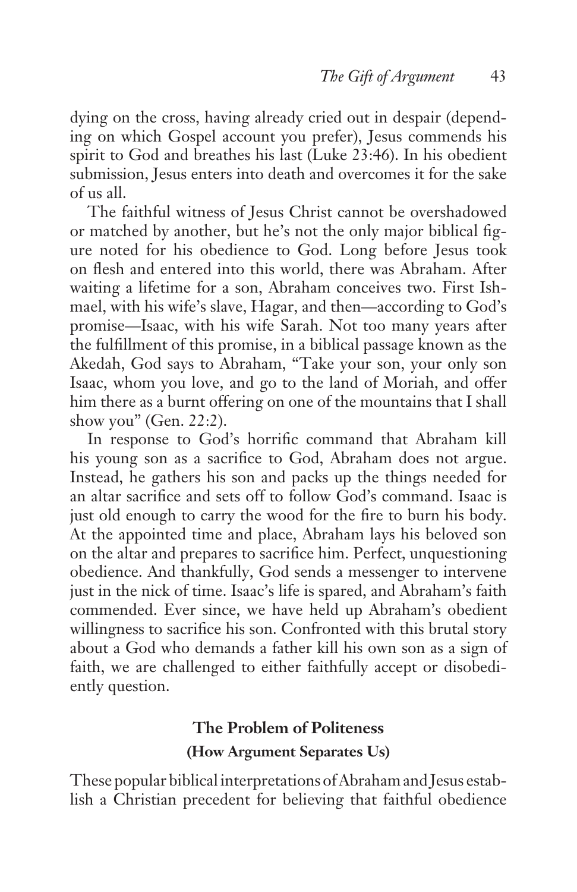dying on the cross, having already cried out in despair (depending on which Gospel account you prefer), Jesus commends his spirit to God and breathes his last (Luke 23:46). In his obedient submission, Jesus enters into death and overcomes it for the sake of us all.

The faithful witness of Jesus Christ cannot be overshadowed or matched by another, but he's not the only major biblical figure noted for his obedience to God. Long before Jesus took on flesh and entered into this world, there was Abraham. After waiting a lifetime for a son, Abraham conceives two. First Ishmael, with his wife's slave, Hagar, and then—according to God's promise—Isaac, with his wife Sarah. Not too many years after the fulfillment of this promise, in a biblical passage known as the Akedah, God says to Abraham, "Take your son, your only son Isaac, whom you love, and go to the land of Moriah, and offer him there as a burnt offering on one of the mountains that I shall show you" (Gen. 22:2).

In response to God's horrific command that Abraham kill his young son as a sacrifice to God, Abraham does not argue. Instead, he gathers his son and packs up the things needed for an altar sacrifice and sets off to follow God's command. Isaac is just old enough to carry the wood for the fire to burn his body. At the appointed time and place, Abraham lays his beloved son on the altar and prepares to sacrifice him. Perfect, unquestioning obedience. And thankfully, God sends a messenger to intervene just in the nick of time. Isaac's life is spared, and Abraham's faith commended. Ever since, we have held up Abraham's obedient willingness to sacrifice his son. Confronted with this brutal story about a God who demands a father kill his own son as a sign of faith, we are challenged to either faithfully accept or disobediently question.

## The Problem of Politeness
### (How Argument Separates Us)

These popular biblical interpretations of Abraham and Jesus establish a Christian precedent for believing that faithful obedience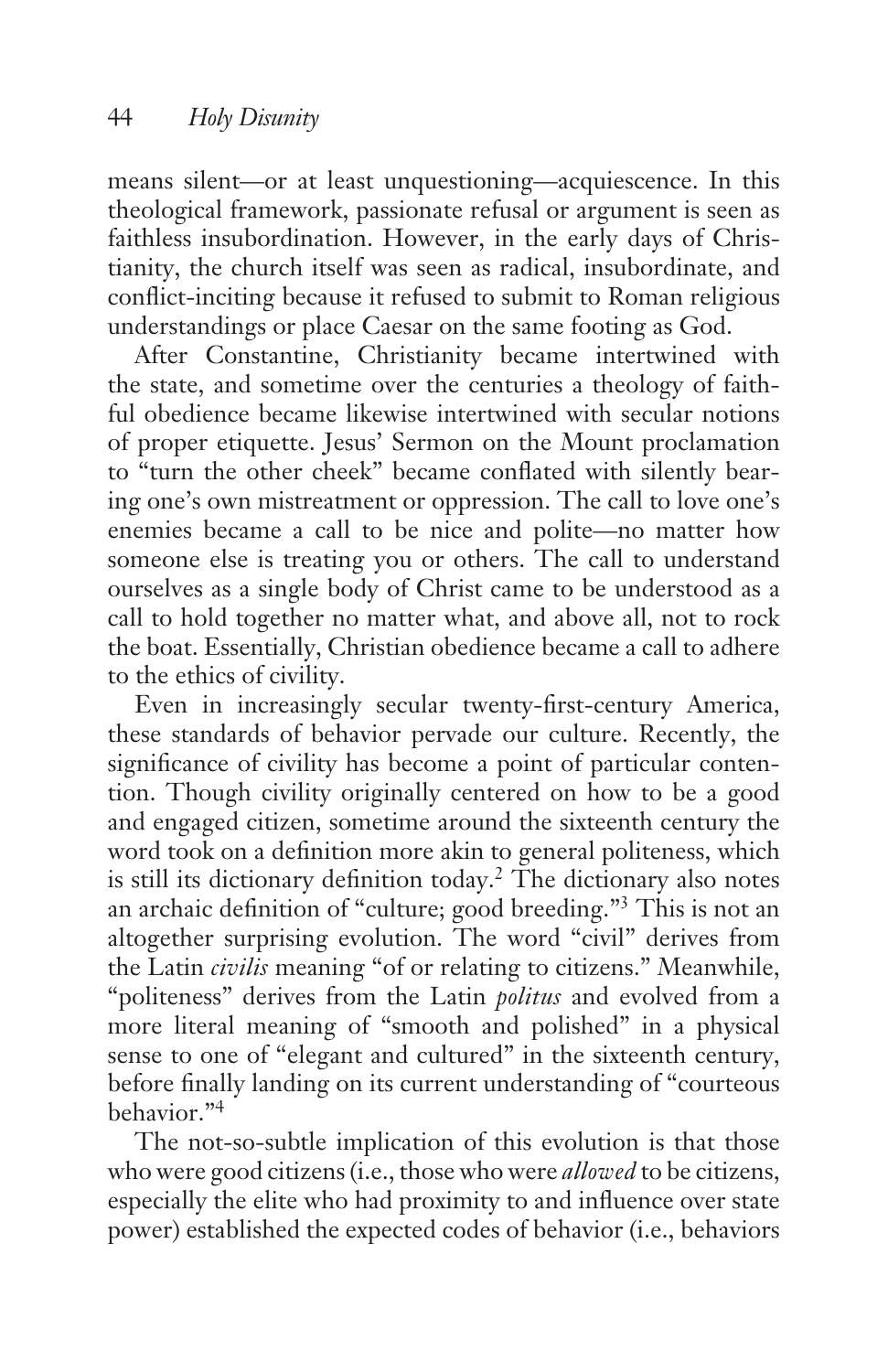means silent—or at least unquestioning—acquiescence. In this theological framework, passionate refusal or argument is seen as faithless insubordination. However, in the early days of Christianity, the church itself was seen as radical, insubordinate, and conflict-inciting because it refused to submit to Roman religious understandings or place Caesar on the same footing as God.

After Constantine, Christianity became intertwined with the state, and sometime over the centuries a theology of faithful obedience became likewise intertwined with secular notions of proper etiquette. Jesus' Sermon on the Mount proclamation to "turn the other cheek" became conflated with silently bearing one's own mistreatment or oppression. The call to love one's enemies became a call to be nice and polite—no matter how someone else is treating you or others. The call to understand ourselves as a single body of Christ came to be understood as a call to hold together no matter what, and above all, not to rock the boat. Essentially, Christian obedience became a call to adhere to the ethics of civility.

Even in increasingly secular twenty-first-century America, these standards of behavior pervade our culture. Recently, the significance of civility has become a point of particular contention. Though civility originally centered on how to be a good and engaged citizen, sometime around the sixteenth century the word took on a definition more akin to general politeness, which is still its dictionary definition today.[2] The dictionary also notes an archaic definition of "culture; good breeding."[3] This is not an altogether surprising evolution. The word "civil" derives from the Latin *civilis* meaning "of or relating to citizens." Meanwhile, "politeness" derives from the Latin *politus* and evolved from a more literal meaning of "smooth and polished" in a physical sense to one of "elegant and cultured" in the sixteenth century, before finally landing on its current understanding of "courteous behavior."[4]

The not-so-subtle implication of this evolution is that those who were good citizens (i.e., those who were *allowed* to be citizens, especially the elite who had proximity to and influence over state power) established the expected codes of behavior (i.e., behaviors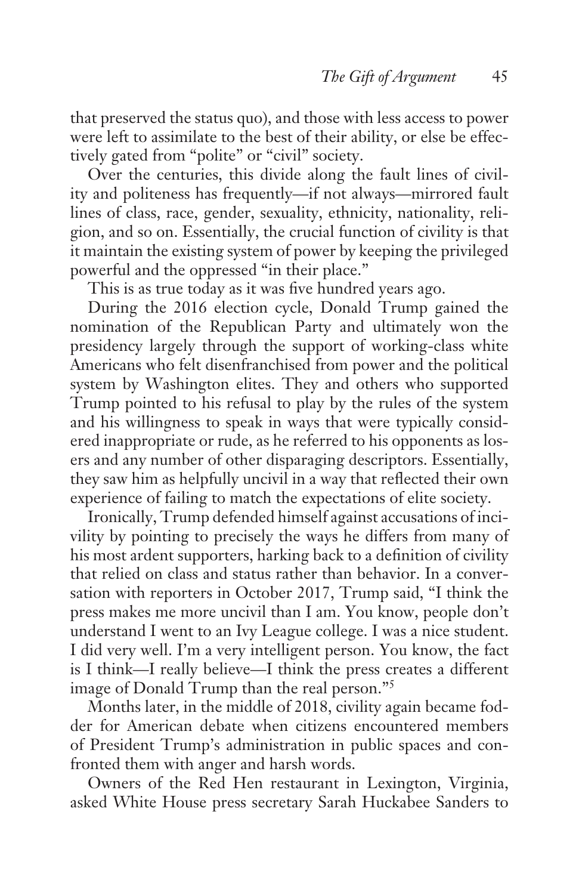that preserved the status quo), and those with less access to power were left to assimilate to the best of their ability, or else be effectively gated from "polite" or "civil" society.

Over the centuries, this divide along the fault lines of civility and politeness has frequently—if not always—mirrored fault lines of class, race, gender, sexuality, ethnicity, nationality, religion, and so on. Essentially, the crucial function of civility is that it maintain the existing system of power by keeping the privileged powerful and the oppressed "in their place."

This is as true today as it was five hundred years ago.

During the 2016 election cycle, Donald Trump gained the nomination of the Republican Party and ultimately won the presidency largely through the support of working-class white Americans who felt disenfranchised from power and the political system by Washington elites. They and others who supported Trump pointed to his refusal to play by the rules of the system and his willingness to speak in ways that were typically considered inappropriate or rude, as he referred to his opponents as losers and any number of other disparaging descriptors. Essentially, they saw him as helpfully uncivil in a way that reflected their own experience of failing to match the expectations of elite society.

Ironically, Trump defended himself against accusations of incivility by pointing to precisely the ways he differs from many of his most ardent supporters, harking back to a definition of civility that relied on class and status rather than behavior. In a conversation with reporters in October 2017, Trump said, "I think the press makes me more uncivil than I am. You know, people don't understand I went to an Ivy League college. I was a nice student. I did very well. I'm a very intelligent person. You know, the fact is I think—I really believe—I think the press creates a different image of Donald Trump than the real person."[5]

Months later, in the middle of 2018, civility again became fodder for American debate when citizens encountered members of President Trump's administration in public spaces and confronted them with anger and harsh words.

Owners of the Red Hen restaurant in Lexington, Virginia, asked White House press secretary Sarah Huckabee Sanders to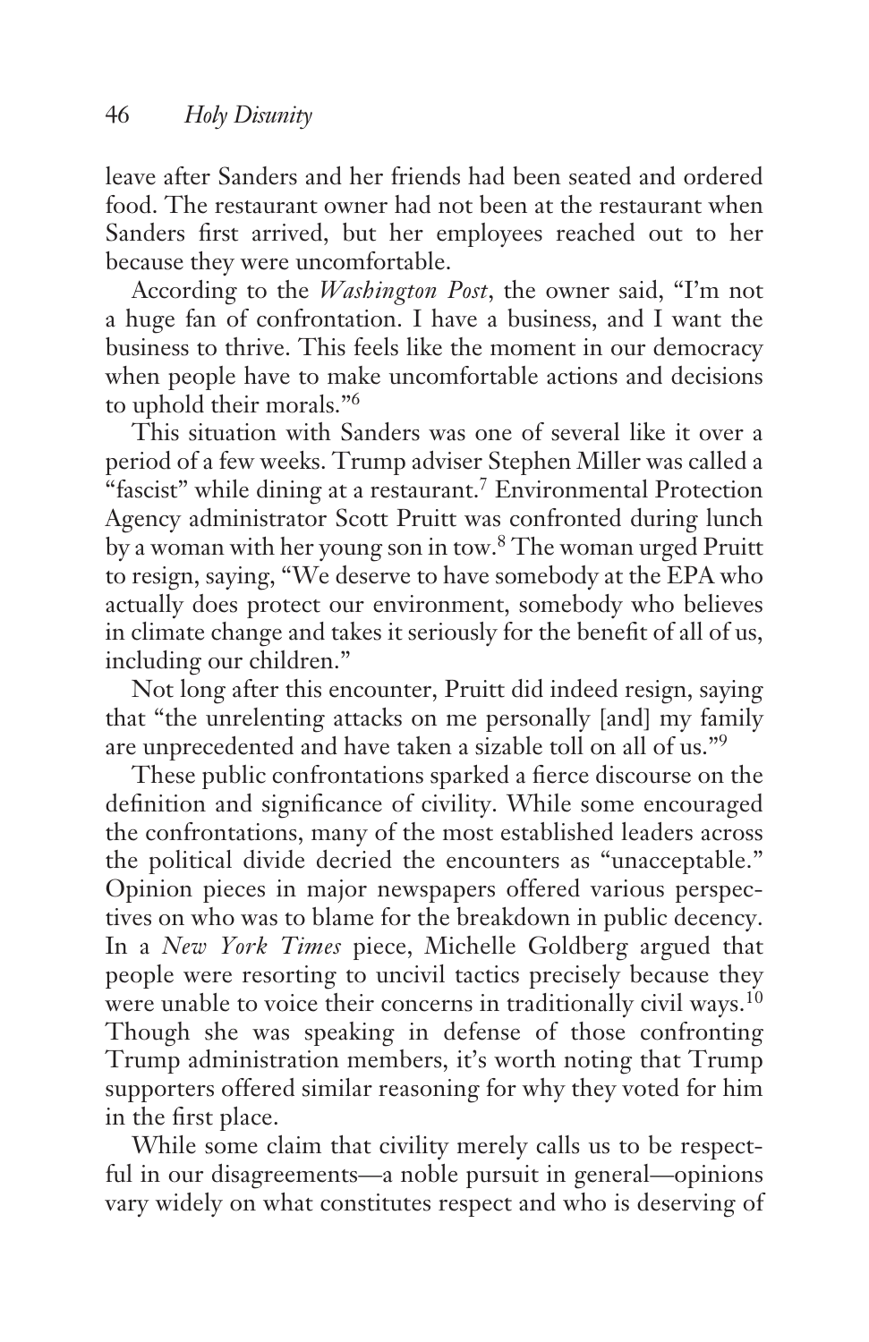leave after Sanders and her friends had been seated and ordered food. The restaurant owner had not been at the restaurant when Sanders first arrived, but her employees reached out to her because they were uncomfortable.

According to the *Washington Post*, the owner said, "I'm not a huge fan of confrontation. I have a business, and I want the business to thrive. This feels like the moment in our democracy when people have to make uncomfortable actions and decisions to uphold their morals."[6]

This situation with Sanders was one of several like it over a period of a few weeks. Trump adviser Stephen Miller was called a "fascist" while dining at a restaurant.[7] Environmental Protection Agency administrator Scott Pruitt was confronted during lunch by a woman with her young son in tow.[8] The woman urged Pruitt to resign, saying, "We deserve to have somebody at the EPA who actually does protect our environment, somebody who believes in climate change and takes it seriously for the benefit of all of us, including our children."

Not long after this encounter, Pruitt did indeed resign, saying that "the unrelenting attacks on me personally [and] my family are unprecedented and have taken a sizable toll on all of us."[9]

These public confrontations sparked a fierce discourse on the definition and significance of civility. While some encouraged the confrontations, many of the most established leaders across the political divide decried the encounters as "unacceptable." Opinion pieces in major newspapers offered various perspectives on who was to blame for the breakdown in public decency. In a *New York Times* piece, Michelle Goldberg argued that people were resorting to uncivil tactics precisely because they were unable to voice their concerns in traditionally civil ways.[10] Though she was speaking in defense of those confronting Trump administration members, it's worth noting that Trump supporters offered similar reasoning for why they voted for him in the first place.

While some claim that civility merely calls us to be respectful in our disagreements—a noble pursuit in general—opinions vary widely on what constitutes respect and who is deserving of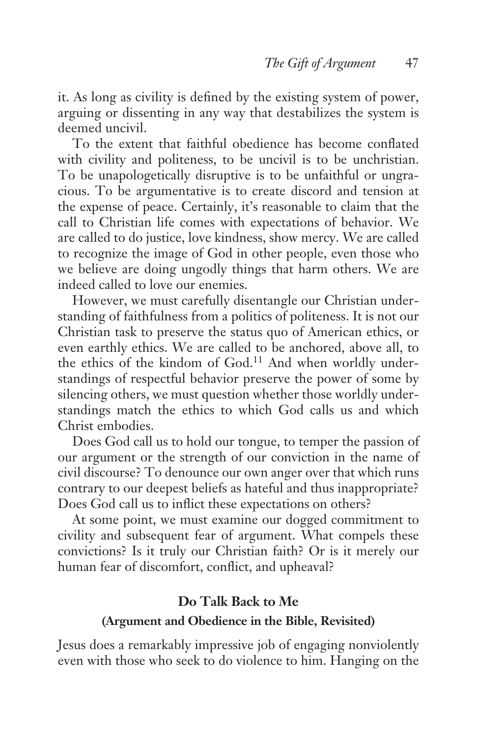it. As long as civility is defined by the existing system of power, arguing or dissenting in any way that destabilizes the system is deemed uncivil.

To the extent that faithful obedience has become conflated with civility and politeness, to be uncivil is to be unchristian. To be unapologetically disruptive is to be unfaithful or ungracious. To be argumentative is to create discord and tension at the expense of peace. Certainly, it's reasonable to claim that the call to Christian life comes with expectations of behavior. We are called to do justice, love kindness, show mercy. We are called to recognize the image of God in other people, even those who we believe are doing ungodly things that harm others. We are indeed called to love our enemies.

However, we must carefully disentangle our Christian understanding of faithfulness from a politics of politeness. It is not our Christian task to preserve the status quo of American ethics, or even earthly ethics. We are called to be anchored, above all, to the ethics of the kindom of God.[11] And when worldly understandings of respectful behavior preserve the power of some by silencing others, we must question whether those worldly understandings match the ethics to which God calls us and which Christ embodies.

Does God call us to hold our tongue, to temper the passion of our argument or the strength of our conviction in the name of civil discourse? To denounce our own anger over that which runs contrary to our deepest beliefs as hateful and thus inappropriate? Does God call us to inflict these expectations on others?

At some point, we must examine our dogged commitment to civility and subsequent fear of argument. What compels these convictions? Is it truly our Christian faith? Or is it merely our human fear of discomfort, conflict, and upheaval?

## Do Talk Back to Me
### (Argument and Obedience in the Bible, Revisited)

Jesus does a remarkably impressive job of engaging nonviolently even with those who seek to do violence to him. Hanging on the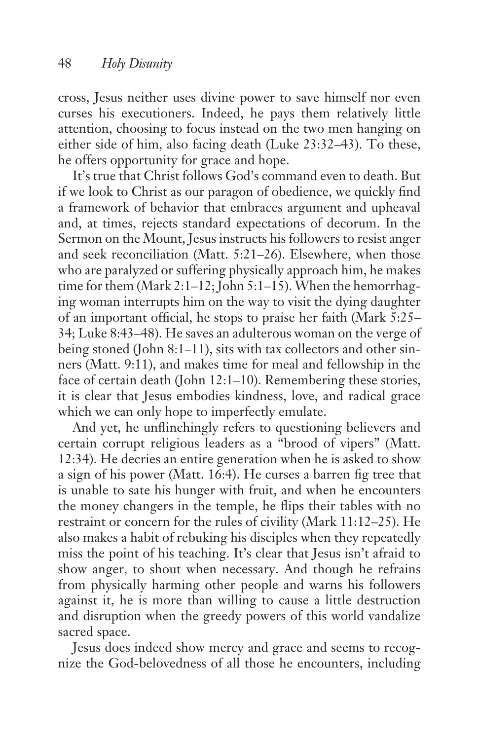cross, Jesus neither uses divine power to save himself nor even curses his executioners. Indeed, he pays them relatively little attention, choosing to focus instead on the two men hanging on either side of him, also facing death (Luke 23:32–43). To these, he offers opportunity for grace and hope.

It's true that Christ follows God's command even to death. But if we look to Christ as our paragon of obedience, we quickly find a framework of behavior that embraces argument and upheaval and, at times, rejects standard expectations of decorum. In the Sermon on the Mount, Jesus instructs his followers to resist anger and seek reconciliation (Matt. 5:21–26). Elsewhere, when those who are paralyzed or suffering physically approach him, he makes time for them (Mark 2:1–12; John 5:1–15). When the hemorrhaging woman interrupts him on the way to visit the dying daughter of an important official, he stops to praise her faith (Mark 5:25–34; Luke 8:43–48). He saves an adulterous woman on the verge of being stoned (John 8:1–11), sits with tax collectors and other sinners (Matt. 9:11), and makes time for meal and fellowship in the face of certain death (John 12:1–10). Remembering these stories, it is clear that Jesus embodies kindness, love, and radical grace which we can only hope to imperfectly emulate.

And yet, he unflinchingly refers to questioning believers and certain corrupt religious leaders as a "brood of vipers" (Matt. 12:34). He decries an entire generation when he is asked to show a sign of his power (Matt. 16:4). He curses a barren fig tree that is unable to sate his hunger with fruit, and when he encounters the money changers in the temple, he flips their tables with no restraint or concern for the rules of civility (Mark 11:12–25). He also makes a habit of rebuking his disciples when they repeatedly miss the point of his teaching. It's clear that Jesus isn't afraid to show anger, to shout when necessary. And though he refrains from physically harming other people and warns his followers against it, he is more than willing to cause a little destruction and disruption when the greedy powers of this world vandalize sacred space.

Jesus does indeed show mercy and grace and seems to recognize the God-belovedness of all those he encounters, including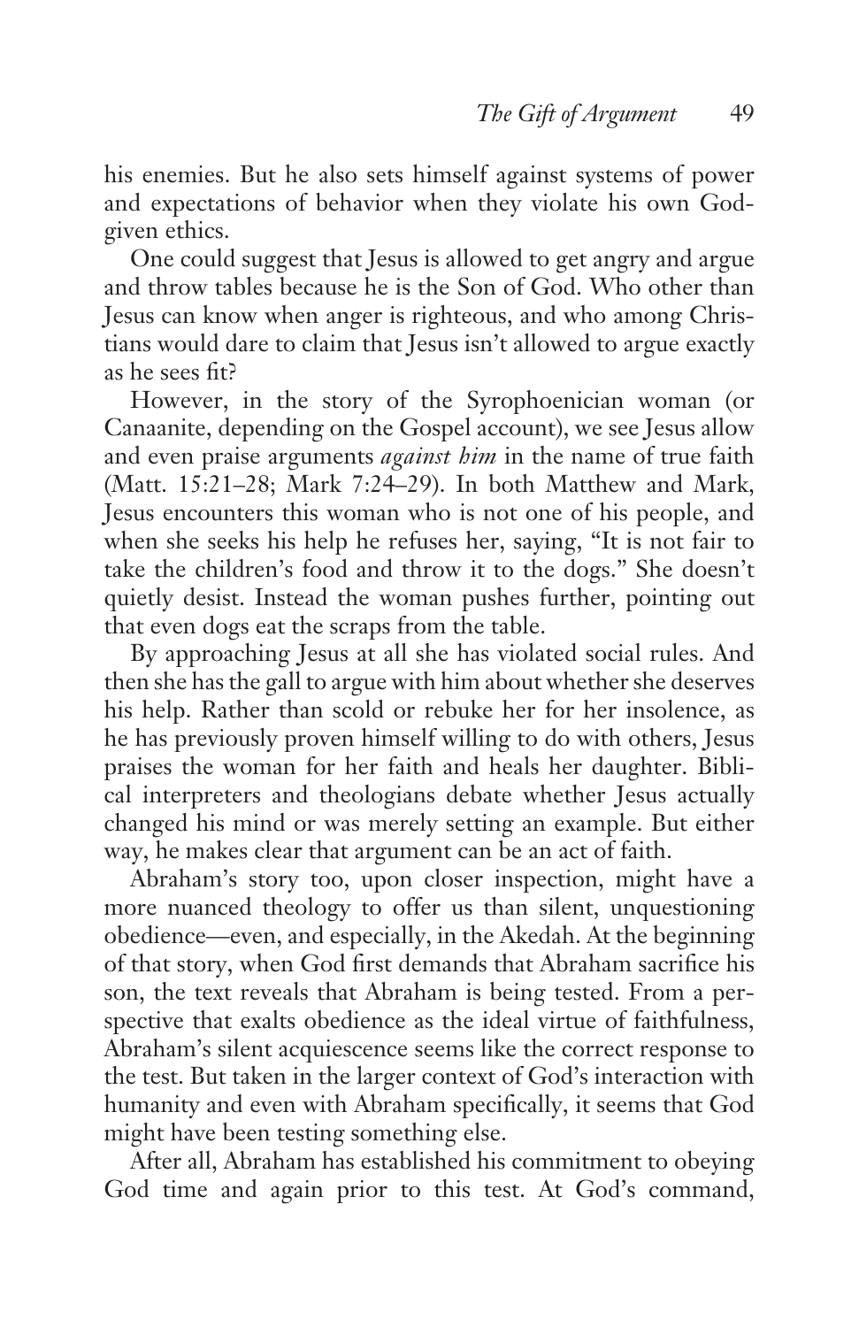his enemies. But he also sets himself against systems of power and expectations of behavior when they violate his own God-given ethics.

One could suggest that Jesus is allowed to get angry and argue and throw tables because he is the Son of God. Who other than Jesus can know when anger is righteous, and who among Christians would dare to claim that Jesus isn't allowed to argue exactly as he sees fit?

However, in the story of the Syrophoenician woman (or Canaanite, depending on the Gospel account), we see Jesus allow and even praise arguments *against him* in the name of true faith (Matt. 15:21–28; Mark 7:24–29). In both Matthew and Mark, Jesus encounters this woman who is not one of his people, and when she seeks his help he refuses her, saying, "It is not fair to take the children's food and throw it to the dogs." She doesn't quietly desist. Instead the woman pushes further, pointing out that even dogs eat the scraps from the table.

By approaching Jesus at all she has violated social rules. And then she has the gall to argue with him about whether she deserves his help. Rather than scold or rebuke her for her insolence, as he has previously proven himself willing to do with others, Jesus praises the woman for her faith and heals her daughter. Biblical interpreters and theologians debate whether Jesus actually changed his mind or was merely setting an example. But either way, he makes clear that argument can be an act of faith.

Abraham's story too, upon closer inspection, might have a more nuanced theology to offer us than silent, unquestioning obedience—even, and especially, in the Akedah. At the beginning of that story, when God first demands that Abraham sacrifice his son, the text reveals that Abraham is being tested. From a perspective that exalts obedience as the ideal virtue of faithfulness, Abraham's silent acquiescence seems like the correct response to the test. But taken in the larger context of God's interaction with humanity and even with Abraham specifically, it seems that God might have been testing something else.

After all, Abraham has established his commitment to obeying God time and again prior to this test. At God's command,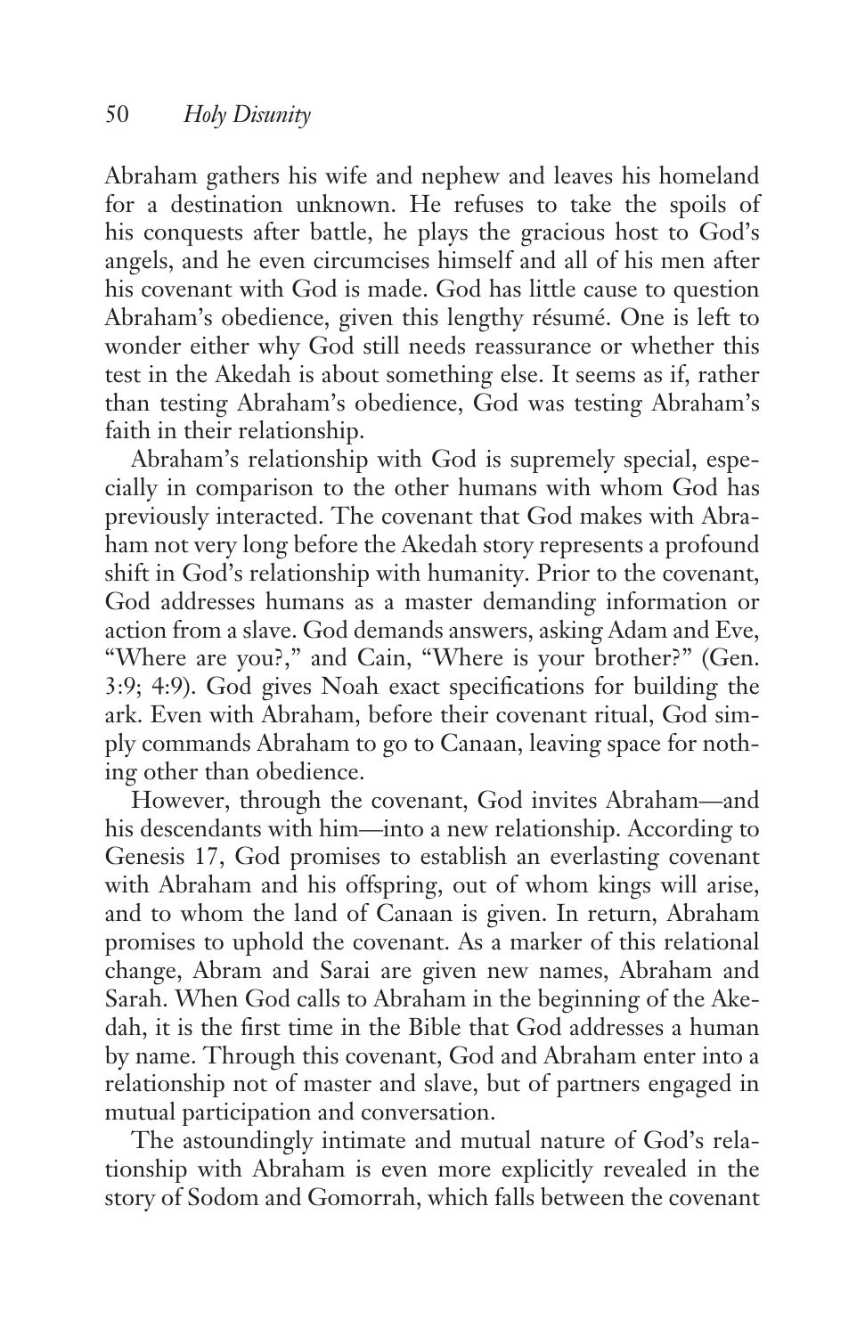Abraham gathers his wife and nephew and leaves his homeland for a destination unknown. He refuses to take the spoils of his conquests after battle, he plays the gracious host to God's angels, and he even circumcises himself and all of his men after his covenant with God is made. God has little cause to question Abraham's obedience, given this lengthy résumé. One is left to wonder either why God still needs reassurance or whether this test in the Akedah is about something else. It seems as if, rather than testing Abraham's obedience, God was testing Abraham's faith in their relationship.

Abraham's relationship with God is supremely special, especially in comparison to the other humans with whom God has previously interacted. The covenant that God makes with Abraham not very long before the Akedah story represents a profound shift in God's relationship with humanity. Prior to the covenant, God addresses humans as a master demanding information or action from a slave. God demands answers, asking Adam and Eve, "Where are you?," and Cain, "Where is your brother?" (Gen. 3:9; 4:9). God gives Noah exact specifications for building the ark. Even with Abraham, before their covenant ritual, God simply commands Abraham to go to Canaan, leaving space for nothing other than obedience.

However, through the covenant, God invites Abraham—and his descendants with him—into a new relationship. According to Genesis 17, God promises to establish an everlasting covenant with Abraham and his offspring, out of whom kings will arise, and to whom the land of Canaan is given. In return, Abraham promises to uphold the covenant. As a marker of this relational change, Abram and Sarai are given new names, Abraham and Sarah. When God calls to Abraham in the beginning of the Akedah, it is the first time in the Bible that God addresses a human by name. Through this covenant, God and Abraham enter into a relationship not of master and slave, but of partners engaged in mutual participation and conversation.

The astoundingly intimate and mutual nature of God's relationship with Abraham is even more explicitly revealed in the story of Sodom and Gomorrah, which falls between the covenant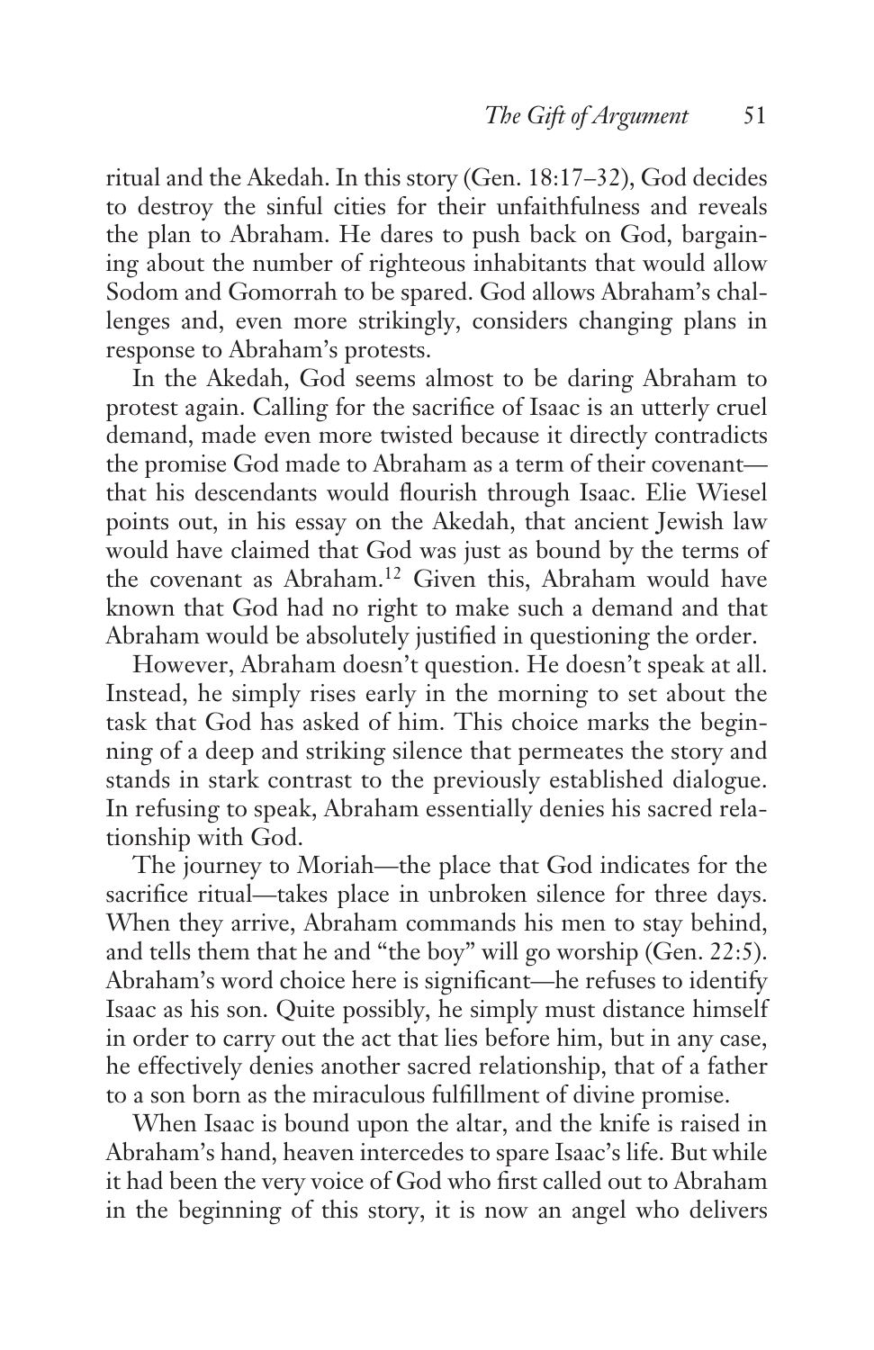ritual and the Akedah. In this story (Gen. 18:17–32), God decides to destroy the sinful cities for their unfaithfulness and reveals the plan to Abraham. He dares to push back on God, bargaining about the number of righteous inhabitants that would allow Sodom and Gomorrah to be spared. God allows Abraham's challenges and, even more strikingly, considers changing plans in response to Abraham's protests.

In the Akedah, God seems almost to be daring Abraham to protest again. Calling for the sacrifice of Isaac is an utterly cruel demand, made even more twisted because it directly contradicts the promise God made to Abraham as a term of their covenant—that his descendants would flourish through Isaac. Elie Wiesel points out, in his essay on the Akedah, that ancient Jewish law would have claimed that God was just as bound by the terms of the covenant as Abraham.[12] Given this, Abraham would have known that God had no right to make such a demand and that Abraham would be absolutely justified in questioning the order.

However, Abraham doesn't question. He doesn't speak at all. Instead, he simply rises early in the morning to set about the task that God has asked of him. This choice marks the beginning of a deep and striking silence that permeates the story and stands in stark contrast to the previously established dialogue. In refusing to speak, Abraham essentially denies his sacred relationship with God.

The journey to Moriah—the place that God indicates for the sacrifice ritual—takes place in unbroken silence for three days. When they arrive, Abraham commands his men to stay behind, and tells them that he and "the boy" will go worship (Gen. 22:5). Abraham's word choice here is significant—he refuses to identify Isaac as his son. Quite possibly, he simply must distance himself in order to carry out the act that lies before him, but in any case, he effectively denies another sacred relationship, that of a father to a son born as the miraculous fulfillment of divine promise.

When Isaac is bound upon the altar, and the knife is raised in Abraham's hand, heaven intercedes to spare Isaac's life. But while it had been the very voice of God who first called out to Abraham in the beginning of this story, it is now an angel who delivers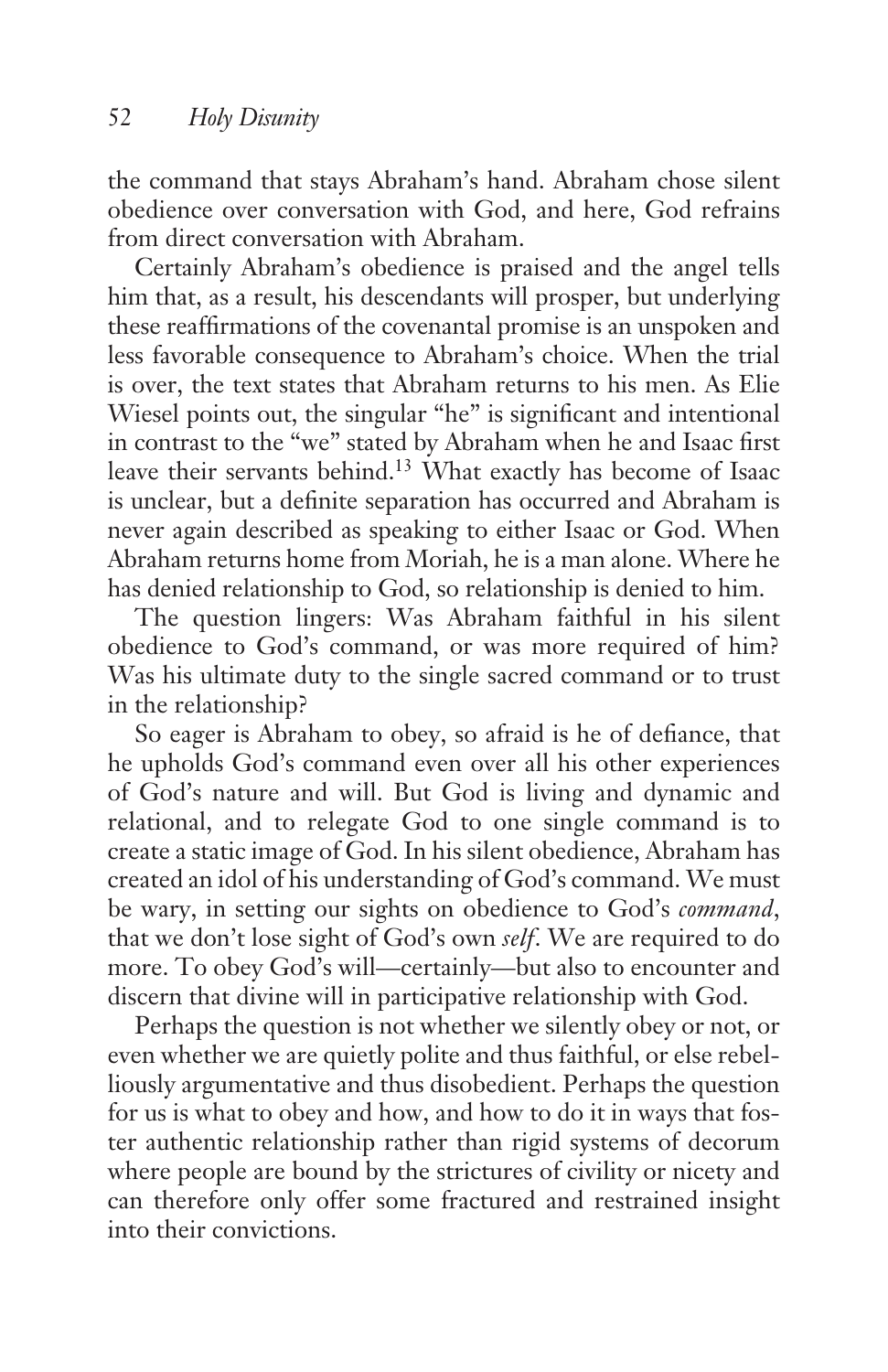the command that stays Abraham's hand. Abraham chose silent obedience over conversation with God, and here, God refrains from direct conversation with Abraham.

Certainly Abraham's obedience is praised and the angel tells him that, as a result, his descendants will prosper, but underlying these reaffirmations of the covenantal promise is an unspoken and less favorable consequence to Abraham's choice. When the trial is over, the text states that Abraham returns to his men. As Elie Wiesel points out, the singular "he" is significant and intentional in contrast to the "we" stated by Abraham when he and Isaac first leave their servants behind.[13] What exactly has become of Isaac is unclear, but a definite separation has occurred and Abraham is never again described as speaking to either Isaac or God. When Abraham returns home from Moriah, he is a man alone. Where he has denied relationship to God, so relationship is denied to him.

The question lingers: Was Abraham faithful in his silent obedience to God's command, or was more required of him? Was his ultimate duty to the single sacred command or to trust in the relationship?

So eager is Abraham to obey, so afraid is he of defiance, that he upholds God's command even over all his other experiences of God's nature and will. But God is living and dynamic and relational, and to relegate God to one single command is to create a static image of God. In his silent obedience, Abraham has created an idol of his understanding of God's command. We must be wary, in setting our sights on obedience to God's *command*, that we don't lose sight of God's own *self*. We are required to do more. To obey God's will—certainly—but also to encounter and discern that divine will in participative relationship with God.

Perhaps the question is not whether we silently obey or not, or even whether we are quietly polite and thus faithful, or else rebelliously argumentative and thus disobedient. Perhaps the question for us is what to obey and how, and how to do it in ways that foster authentic relationship rather than rigid systems of decorum where people are bound by the strictures of civility or nicety and can therefore only offer some fractured and restrained insight into their convictions.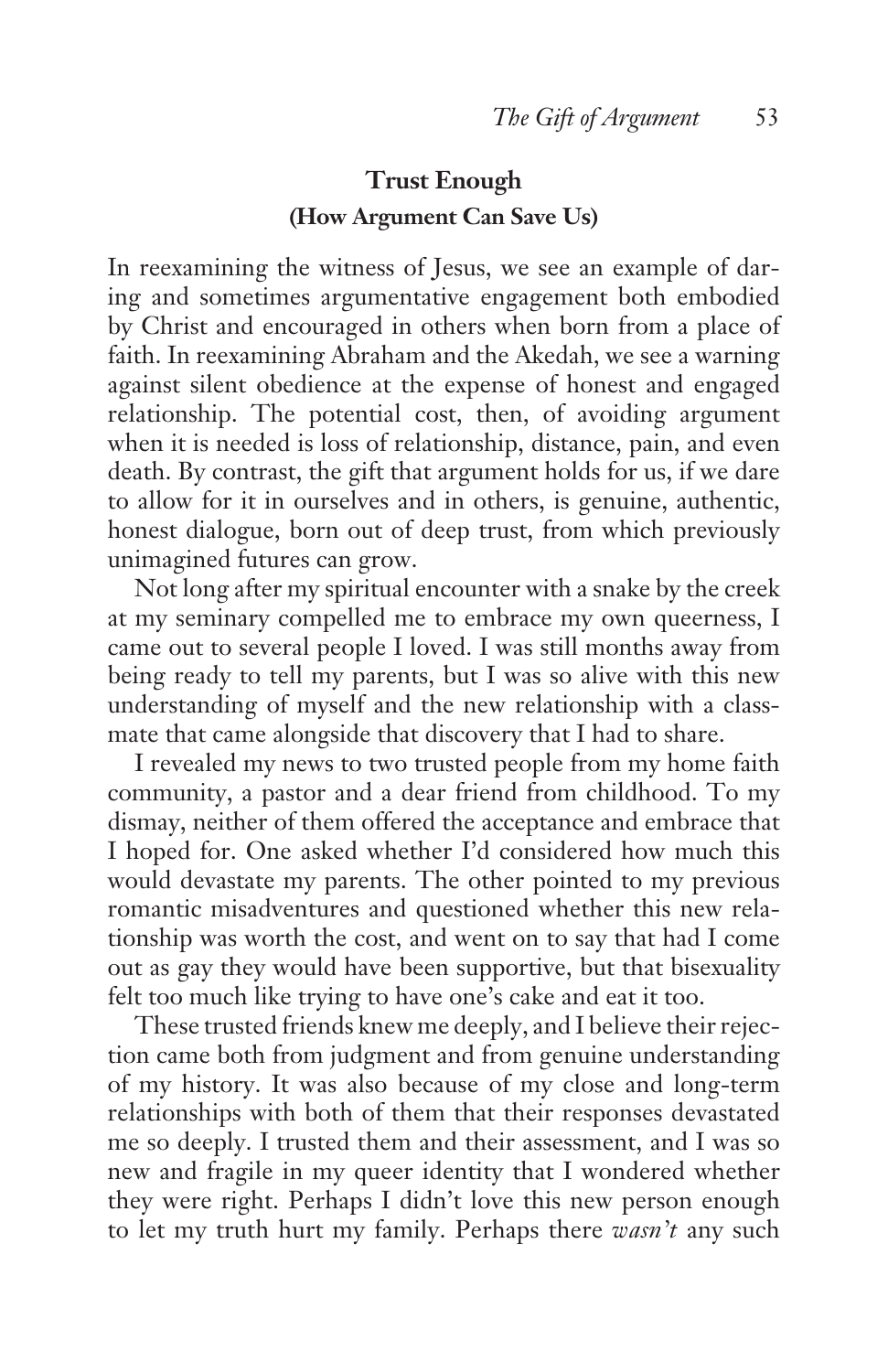## Trust Enough

### (How Argument Can Save Us)

In reexamining the witness of Jesus, we see an example of daring and sometimes argumentative engagement both embodied by Christ and encouraged in others when born from a place of faith. In reexamining Abraham and the Akedah, we see a warning against silent obedience at the expense of honest and engaged relationship. The potential cost, then, of avoiding argument when it is needed is loss of relationship, distance, pain, and even death. By contrast, the gift that argument holds for us, if we dare to allow for it in ourselves and in others, is genuine, authentic, honest dialogue, born out of deep trust, from which previously unimagined futures can grow.

Not long after my spiritual encounter with a snake by the creek at my seminary compelled me to embrace my own queerness, I came out to several people I loved. I was still months away from being ready to tell my parents, but I was so alive with this new understanding of myself and the new relationship with a classmate that came alongside that discovery that I had to share.

I revealed my news to two trusted people from my home faith community, a pastor and a dear friend from childhood. To my dismay, neither of them offered the acceptance and embrace that I hoped for. One asked whether I'd considered how much this would devastate my parents. The other pointed to my previous romantic misadventures and questioned whether this new relationship was worth the cost, and went on to say that had I come out as gay they would have been supportive, but that bisexuality felt too much like trying to have one's cake and eat it too.

These trusted friends knew me deeply, and I believe their rejection came both from judgment and from genuine understanding of my history. It was also because of my close and long-term relationships with both of them that their responses devastated me so deeply. I trusted them and their assessment, and I was so new and fragile in my queer identity that I wondered whether they were right. Perhaps I didn't love this new person enough to let my truth hurt my family. Perhaps there *wasn't* any such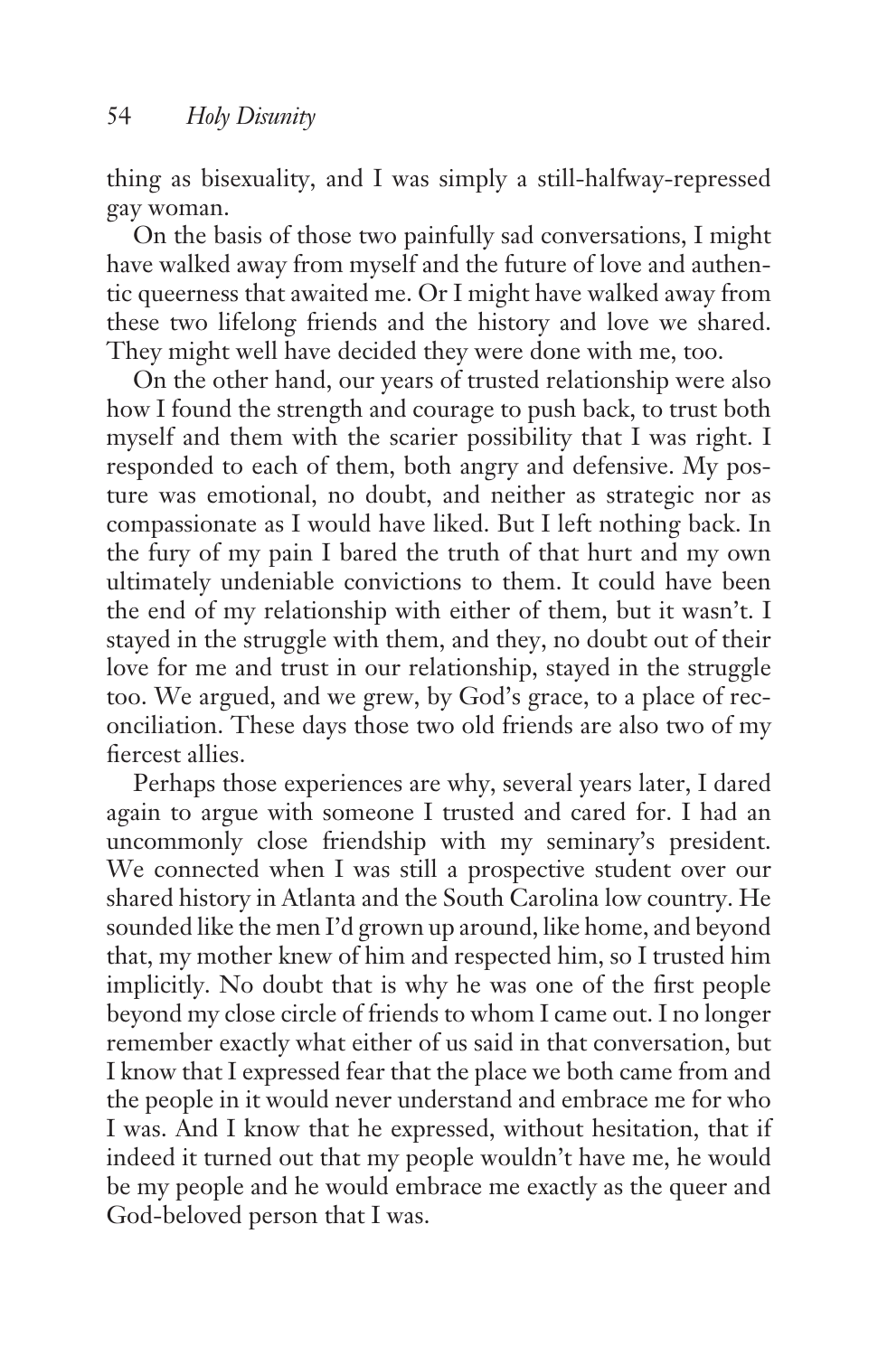thing as bisexuality, and I was simply a still-halfway-repressed gay woman.

On the basis of those two painfully sad conversations, I might have walked away from myself and the future of love and authentic queerness that awaited me. Or I might have walked away from these two lifelong friends and the history and love we shared. They might well have decided they were done with me, too.

On the other hand, our years of trusted relationship were also how I found the strength and courage to push back, to trust both myself and them with the scarier possibility that I was right. I responded to each of them, both angry and defensive. My posture was emotional, no doubt, and neither as strategic nor as compassionate as I would have liked. But I left nothing back. In the fury of my pain I bared the truth of that hurt and my own ultimately undeniable convictions to them. It could have been the end of my relationship with either of them, but it wasn't. I stayed in the struggle with them, and they, no doubt out of their love for me and trust in our relationship, stayed in the struggle too. We argued, and we grew, by God's grace, to a place of reconciliation. These days those two old friends are also two of my fiercest allies.

Perhaps those experiences are why, several years later, I dared again to argue with someone I trusted and cared for. I had an uncommonly close friendship with my seminary's president. We connected when I was still a prospective student over our shared history in Atlanta and the South Carolina low country. He sounded like the men I'd grown up around, like home, and beyond that, my mother knew of him and respected him, so I trusted him implicitly. No doubt that is why he was one of the first people beyond my close circle of friends to whom I came out. I no longer remember exactly what either of us said in that conversation, but I know that I expressed fear that the place we both came from and the people in it would never understand and embrace me for who I was. And I know that he expressed, without hesitation, that if indeed it turned out that my people wouldn't have me, he would be my people and he would embrace me exactly as the queer and God-beloved person that I was.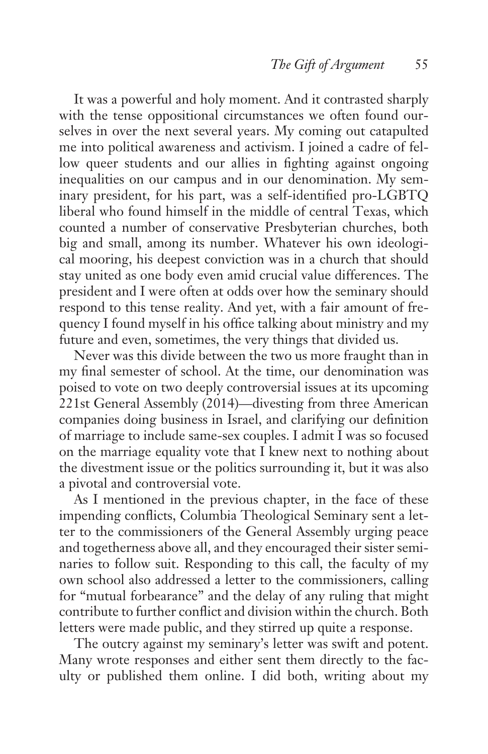It was a powerful and holy moment. And it contrasted sharply with the tense oppositional circumstances we often found ourselves in over the next several years. My coming out catapulted me into political awareness and activism. I joined a cadre of fellow queer students and our allies in fighting against ongoing inequalities on our campus and in our denomination. My seminary president, for his part, was a self-identified pro-LGBTQ liberal who found himself in the middle of central Texas, which counted a number of conservative Presbyterian churches, both big and small, among its number. Whatever his own ideological mooring, his deepest conviction was in a church that should stay united as one body even amid crucial value differences. The president and I were often at odds over how the seminary should respond to this tense reality. And yet, with a fair amount of frequency I found myself in his office talking about ministry and my future and even, sometimes, the very things that divided us.

Never was this divide between the two us more fraught than in my final semester of school. At the time, our denomination was poised to vote on two deeply controversial issues at its upcoming 221st General Assembly (2014)—divesting from three American companies doing business in Israel, and clarifying our definition of marriage to include same-sex couples. I admit I was so focused on the marriage equality vote that I knew next to nothing about the divestment issue or the politics surrounding it, but it was also a pivotal and controversial vote.

As I mentioned in the previous chapter, in the face of these impending conflicts, Columbia Theological Seminary sent a letter to the commissioners of the General Assembly urging peace and togetherness above all, and they encouraged their sister seminaries to follow suit. Responding to this call, the faculty of my own school also addressed a letter to the commissioners, calling for "mutual forbearance" and the delay of any ruling that might contribute to further conflict and division within the church. Both letters were made public, and they stirred up quite a response.

The outcry against my seminary's letter was swift and potent. Many wrote responses and either sent them directly to the faculty or published them online. I did both, writing about my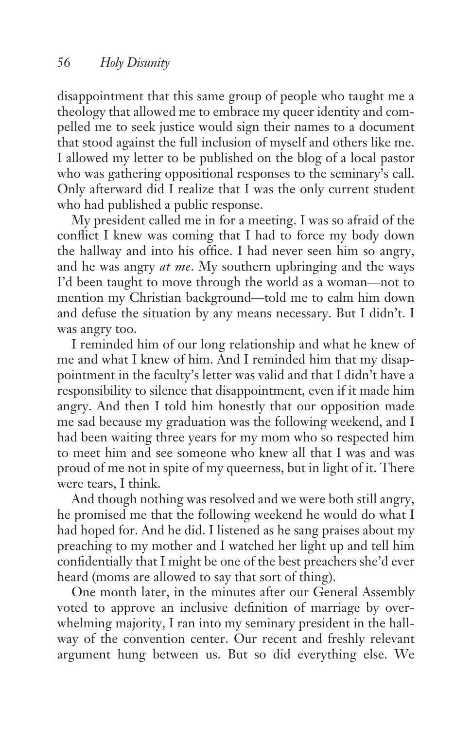disappointment that this same group of people who taught me a theology that allowed me to embrace my queer identity and compelled me to seek justice would sign their names to a document that stood against the full inclusion of myself and others like me. I allowed my letter to be published on the blog of a local pastor who was gathering oppositional responses to the seminary's call. Only afterward did I realize that I was the only current student who had published a public response.

My president called me in for a meeting. I was so afraid of the conflict I knew was coming that I had to force my body down the hallway and into his office. I had never seen him so angry, and he was angry *at me*. My southern upbringing and the ways I'd been taught to move through the world as a woman—not to mention my Christian background—told me to calm him down and defuse the situation by any means necessary. But I didn't. I was angry too.

I reminded him of our long relationship and what he knew of me and what I knew of him. And I reminded him that my disappointment in the faculty's letter was valid and that I didn't have a responsibility to silence that disappointment, even if it made him angry. And then I told him honestly that our opposition made me sad because my graduation was the following weekend, and I had been waiting three years for my mom who so respected him to meet him and see someone who knew all that I was and was proud of me not in spite of my queerness, but in light of it. There were tears, I think.

And though nothing was resolved and we were both still angry, he promised me that the following weekend he would do what I had hoped for. And he did. I listened as he sang praises about my preaching to my mother and I watched her light up and tell him confidentially that I might be one of the best preachers she'd ever heard (moms are allowed to say that sort of thing).

One month later, in the minutes after our General Assembly voted to approve an inclusive definition of marriage by overwhelming majority, I ran into my seminary president in the hallway of the convention center. Our recent and freshly relevant argument hung between us. But so did everything else. We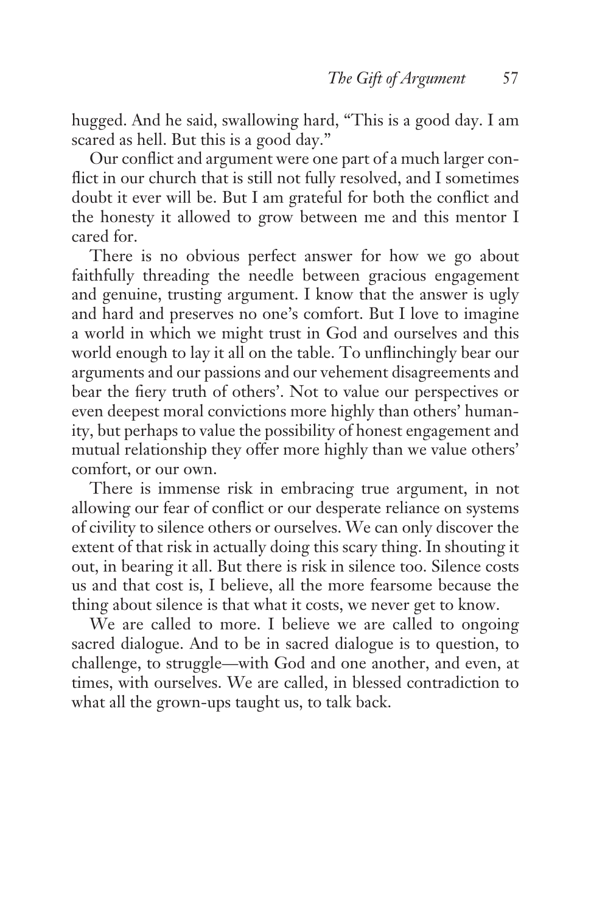hugged. And he said, swallowing hard, "This is a good day. I am scared as hell. But this is a good day."

Our conflict and argument were one part of a much larger conflict in our church that is still not fully resolved, and I sometimes doubt it ever will be. But I am grateful for both the conflict and the honesty it allowed to grow between me and this mentor I cared for.

There is no obvious perfect answer for how we go about faithfully threading the needle between gracious engagement and genuine, trusting argument. I know that the answer is ugly and hard and preserves no one's comfort. But I love to imagine a world in which we might trust in God and ourselves and this world enough to lay it all on the table. To unflinchingly bear our arguments and our passions and our vehement disagreements and bear the fiery truth of others'. Not to value our perspectives or even deepest moral convictions more highly than others' humanity, but perhaps to value the possibility of honest engagement and mutual relationship they offer more highly than we value others' comfort, or our own.

There is immense risk in embracing true argument, in not allowing our fear of conflict or our desperate reliance on systems of civility to silence others or ourselves. We can only discover the extent of that risk in actually doing this scary thing. In shouting it out, in bearing it all. But there is risk in silence too. Silence costs us and that cost is, I believe, all the more fearsome because the thing about silence is that what it costs, we never get to know.

We are called to more. I believe we are called to ongoing sacred dialogue. And to be in sacred dialogue is to question, to challenge, to struggle—with God and one another, and even, at times, with ourselves. We are called, in blessed contradiction to what all the grown-ups taught us, to talk back.